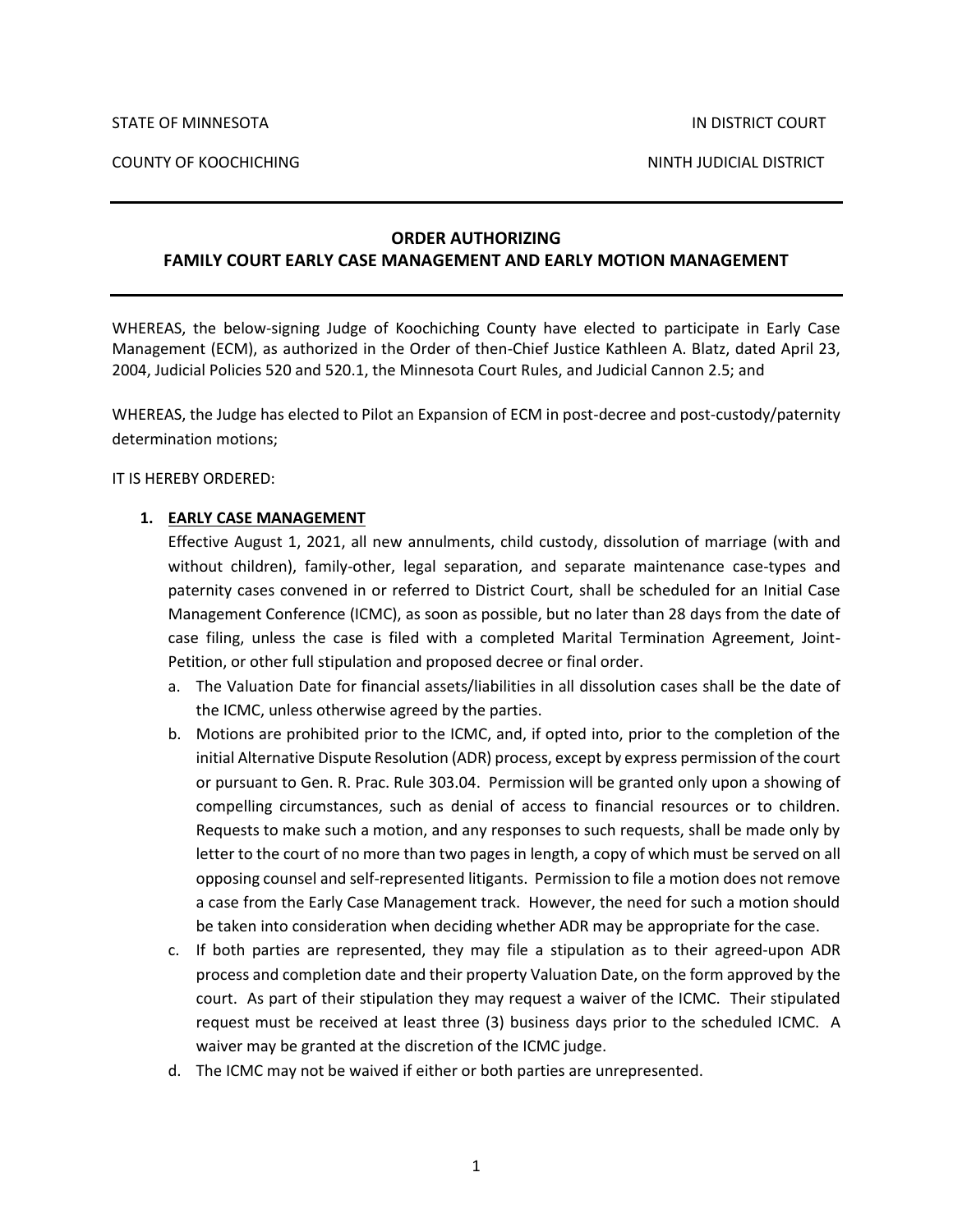STATE OF MINNESOTA IN DISTRICT COURT

COUNTY OF KOOCHICHING NINTH JUDICIAL DISTRICT

---

# ORDER AUTHORIZING FAMILY COURT EARLY CASE MANAGEMENT AND EARLY MOTION MANAGEMENT

---

WHEREAS, the below-signing Judge of Koochiching County have elected to participate in Early Case Management (ECM), as authorized in the Order of then-Chief Justice Kathleen A. Blatz, dated April 23, 2004, Judicial Policies 520 and 520.1, the Minnesota Court Rules, and Judicial Cannon 2.5; and

WHEREAS, the Judge has elected to Pilot an Expansion of ECM in post-decree and post-custody/paternity determination motions;

IT IS HEREBY ORDERED:

1. **EARLY CASE MANAGEMENT**

   Effective August 1, 2021, all new annulments, child custody, dissolution of marriage (with and without children), family-other, legal separation, and separate maintenance case-types and paternity cases convened in or referred to District Court, shall be scheduled for an Initial Case Management Conference (ICMC), as soon as possible, but no later than 28 days from the date of case filing, unless the case is filed with a completed Marital Termination Agreement, Joint-Petition, or other full stipulation and proposed decree or final order.

   a. The Valuation Date for financial assets/liabilities in all dissolution cases shall be the date of the ICMC, unless otherwise agreed by the parties.

   b. Motions are prohibited prior to the ICMC, and, if opted into, prior to the completion of the initial Alternative Dispute Resolution (ADR) process, except by express permission of the court or pursuant to Gen. R. Prac. Rule 303.04. Permission will be granted only upon a showing of compelling circumstances, such as denial of access to financial resources or to children. Requests to make such a motion, and any responses to such requests, shall be made only by letter to the court of no more than two pages in length, a copy of which must be served on all opposing counsel and self-represented litigants. Permission to file a motion does not remove a case from the Early Case Management track. However, the need for such a motion should be taken into consideration when deciding whether ADR may be appropriate for the case.

   c. If both parties are represented, they may file a stipulation as to their agreed-upon ADR process and completion date and their property Valuation Date, on the form approved by the court. As part of their stipulation they may request a waiver of the ICMC. Their stipulated request must be received at least three (3) business days prior to the scheduled ICMC. A waiver may be granted at the discretion of the ICMC judge.

   d. The ICMC may not be waived if either or both parties are unrepresented.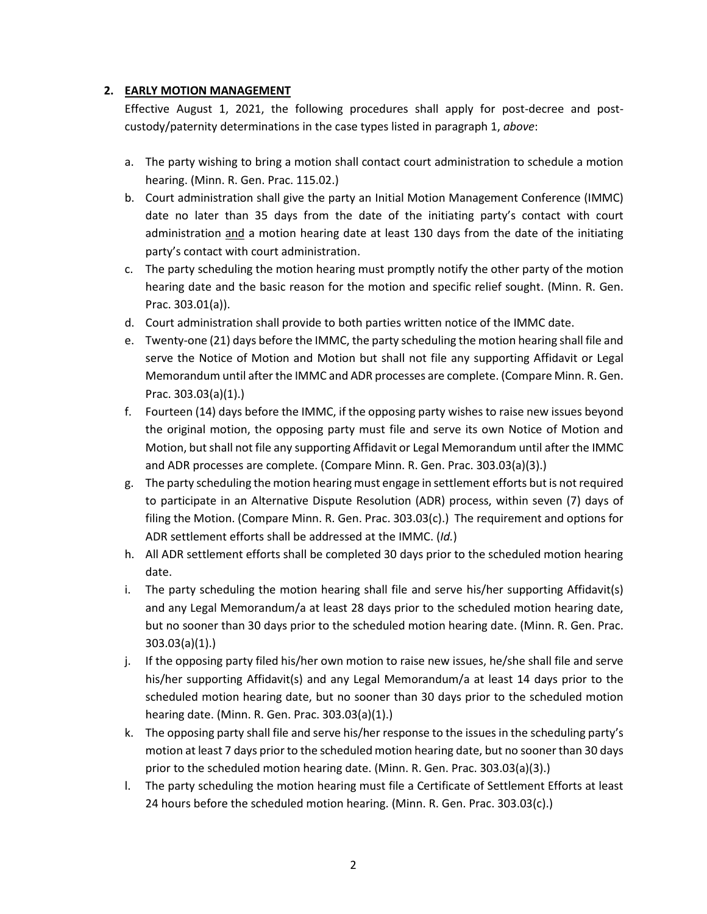## 2. **EARLY MOTION MANAGEMENT**

Effective August 1, 2021, the following procedures shall apply for post-decree and post-custody/paternity determinations in the case types listed in paragraph 1, *above*:

a. The party wishing to bring a motion shall contact court administration to schedule a motion hearing. (Minn. R. Gen. Prac. 115.02.)

b. Court administration shall give the party an Initial Motion Management Conference (IMMC) date no later than 35 days from the date of the initiating party's contact with court administration <u>and</u> a motion hearing date at least 130 days from the date of the initiating party's contact with court administration.

c. The party scheduling the motion hearing must promptly notify the other party of the motion hearing date and the basic reason for the motion and specific relief sought. (Minn. R. Gen. Prac. 303.01(a)).

d. Court administration shall provide to both parties written notice of the IMMC date.

e. Twenty-one (21) days before the IMMC, the party scheduling the motion hearing shall file and serve the Notice of Motion and Motion but shall not file any supporting Affidavit or Legal Memorandum until after the IMMC and ADR processes are complete. (Compare Minn. R. Gen. Prac. 303.03(a)(1).)

f. Fourteen (14) days before the IMMC, if the opposing party wishes to raise new issues beyond the original motion, the opposing party must file and serve its own Notice of Motion and Motion, but shall not file any supporting Affidavit or Legal Memorandum until after the IMMC and ADR processes are complete. (Compare Minn. R. Gen. Prac. 303.03(a)(3).)

g. The party scheduling the motion hearing must engage in settlement efforts but is not required to participate in an Alternative Dispute Resolution (ADR) process, within seven (7) days of filing the Motion. (Compare Minn. R. Gen. Prac. 303.03(c).) The requirement and options for ADR settlement efforts shall be addressed at the IMMC. (*Id.*)

h. All ADR settlement efforts shall be completed 30 days prior to the scheduled motion hearing date.

i. The party scheduling the motion hearing shall file and serve his/her supporting Affidavit(s) and any Legal Memorandum/a at least 28 days prior to the scheduled motion hearing date, but no sooner than 30 days prior to the scheduled motion hearing date. (Minn. R. Gen. Prac. 303.03(a)(1).)

j. If the opposing party filed his/her own motion to raise new issues, he/she shall file and serve his/her supporting Affidavit(s) and any Legal Memorandum/a at least 14 days prior to the scheduled motion hearing date, but no sooner than 30 days prior to the scheduled motion hearing date. (Minn. R. Gen. Prac. 303.03(a)(1).)

k. The opposing party shall file and serve his/her response to the issues in the scheduling party's motion at least 7 days prior to the scheduled motion hearing date, but no sooner than 30 days prior to the scheduled motion hearing date. (Minn. R. Gen. Prac. 303.03(a)(3).)

l. The party scheduling the motion hearing must file a Certificate of Settlement Efforts at least 24 hours before the scheduled motion hearing. (Minn. R. Gen. Prac. 303.03(c).)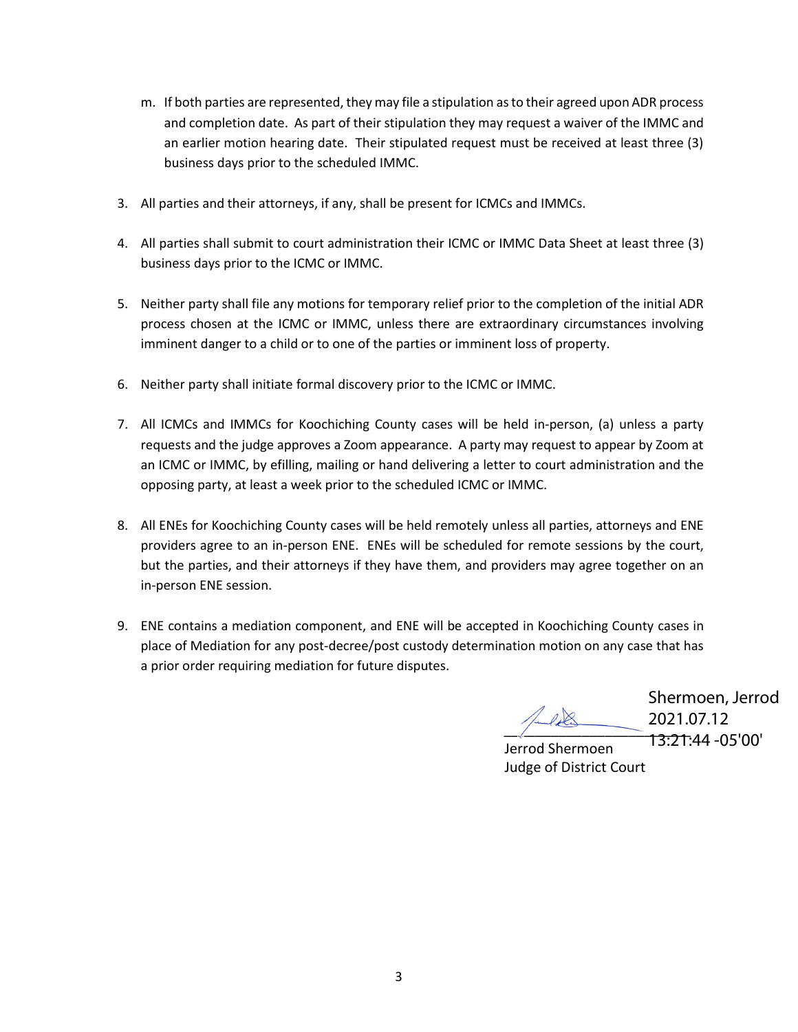m. If both parties are represented, they may file a stipulation as to their agreed upon ADR process and completion date. As part of their stipulation they may request a waiver of the IMMC and an earlier motion hearing date. Their stipulated request must be received at least three (3) business days prior to the scheduled IMMC.

3. All parties and their attorneys, if any, shall be present for ICMCs and IMMCs.

4. All parties shall submit to court administration their ICMC or IMMC Data Sheet at least three (3) business days prior to the ICMC or IMMC.

5. Neither party shall file any motions for temporary relief prior to the completion of the initial ADR process chosen at the ICMC or IMMC, unless there are extraordinary circumstances involving imminent danger to a child or to one of the parties or imminent loss of property.

6. Neither party shall initiate formal discovery prior to the ICMC or IMMC.

7. All ICMCs and IMMCs for Koochiching County cases will be held in-person, (a) unless a party requests and the judge approves a Zoom appearance. A party may request to appear by Zoom at an ICMC or IMMC, by efilling, mailing or hand delivering a letter to court administration and the opposing party, at least a week prior to the scheduled ICMC or IMMC.

8. All ENEs for Koochiching County cases will be held remotely unless all parties, attorneys and ENE providers agree to an in-person ENE. ENEs will be scheduled for remote sessions by the court, but the parties, and their attorneys if they have them, and providers may agree together on an in-person ENE session.

9. ENE contains a mediation component, and ENE will be accepted in Koochiching County cases in place of Mediation for any post-decree/post custody determination motion on any case that has a prior order requiring mediation for future disputes.

Shermoen, Jerrod
2021.07.12
13:21:44 -05'00'

\_\_\_\_\_\_\_\_\_\_\_\_\_\_\_\_\_\_\_\_
Jerrod Shermoen
Judge of District Court